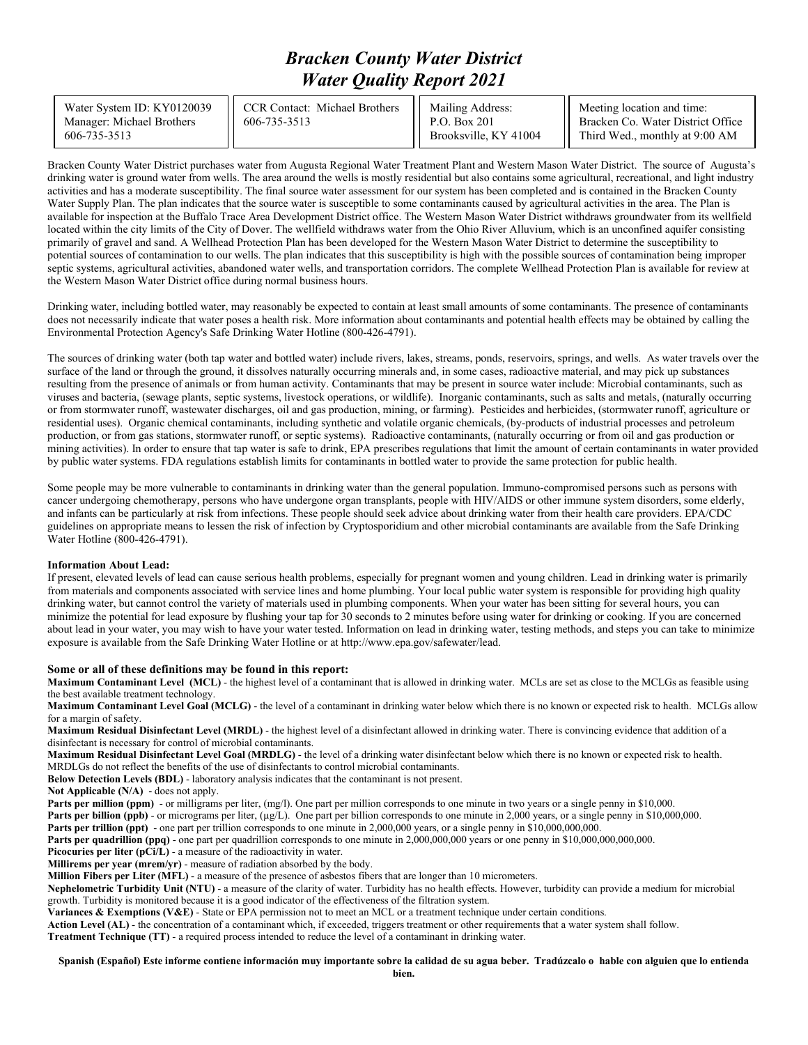# *Bracken County Water District*
# *Water Quality Report 2021*

| Water System ID: KY0120039<br>Manager: Michael Brothers<br>606-735-3513 | CCR Contact: Michael Brothers<br>606-735-3513 | Mailing Address:<br>P.O. Box 201<br>Brooksville, KY 41004 | Meeting location and time:<br>Bracken Co. Water District Office<br>Third Wed., monthly at 9:00 AM |
|---|---|---|---|

Bracken County Water District purchases water from Augusta Regional Water Treatment Plant and Western Mason Water District. The source of Augusta's drinking water is ground water from wells. The area around the wells is mostly residential but also contains some agricultural, recreational, and light industry activities and has a moderate susceptibility. The final source water assessment for our system has been completed and is contained in the Bracken County Water Supply Plan. The plan indicates that the source water is susceptible to some contaminants caused by agricultural activities in the area. The Plan is available for inspection at the Buffalo Trace Area Development District office. The Western Mason Water District withdraws groundwater from its wellfield located within the city limits of the City of Dover. The wellfield withdraws water from the Ohio River Alluvium, which is an unconfined aquifer consisting primarily of gravel and sand. A Wellhead Protection Plan has been developed for the Western Mason Water District to determine the susceptibility to potential sources of contamination to our wells. The plan indicates that this susceptibility is high with the possible sources of contamination being improper septic systems, agricultural activities, abandoned water wells, and transportation corridors. The complete Wellhead Protection Plan is available for review at the Western Mason Water District office during normal business hours.

Drinking water, including bottled water, may reasonably be expected to contain at least small amounts of some contaminants. The presence of contaminants does not necessarily indicate that water poses a health risk. More information about contaminants and potential health effects may be obtained by calling the Environmental Protection Agency's Safe Drinking Water Hotline (800-426-4791).

The sources of drinking water (both tap water and bottled water) include rivers, lakes, streams, ponds, reservoirs, springs, and wells. As water travels over the surface of the land or through the ground, it dissolves naturally occurring minerals and, in some cases, radioactive material, and may pick up substances resulting from the presence of animals or from human activity. Contaminants that may be present in source water include: Microbial contaminants, such as viruses and bacteria, (sewage plants, septic systems, livestock operations, or wildlife). Inorganic contaminants, such as salts and metals, (naturally occurring or from stormwater runoff, wastewater discharges, oil and gas production, mining, or farming). Pesticides and herbicides, (stormwater runoff, agriculture or residential uses). Organic chemical contaminants, including synthetic and volatile organic chemicals, (by-products of industrial processes and petroleum production, or from gas stations, stormwater runoff, or septic systems). Radioactive contaminants, (naturally occurring or from oil and gas production or mining activities). In order to ensure that tap water is safe to drink, EPA prescribes regulations that limit the amount of certain contaminants in water provided by public water systems. FDA regulations establish limits for contaminants in bottled water to provide the same protection for public health.

Some people may be more vulnerable to contaminants in drinking water than the general population. Immuno-compromised persons such as persons with cancer undergoing chemotherapy, persons who have undergone organ transplants, people with HIV/AIDS or other immune system disorders, some elderly, and infants can be particularly at risk from infections. These people should seek advice about drinking water from their health care providers. EPA/CDC guidelines on appropriate means to lessen the risk of infection by Cryptosporidium and other microbial contaminants are available from the Safe Drinking Water Hotline (800-426-4791).

**Information About Lead:**
If present, elevated levels of lead can cause serious health problems, especially for pregnant women and young children. Lead in drinking water is primarily from materials and components associated with service lines and home plumbing. Your local public water system is responsible for providing high quality drinking water, but cannot control the variety of materials used in plumbing components. When your water has been sitting for several hours, you can minimize the potential for lead exposure by flushing your tap for 30 seconds to 2 minutes before using water for drinking or cooking. If you are concerned about lead in your water, you may wish to have your water tested. Information on lead in drinking water, testing methods, and steps you can take to minimize exposure is available from the Safe Drinking Water Hotline or at http://www.epa.gov/safewater/lead.

**Some or all of these definitions may be found in this report:**

**Maximum Contaminant Level (MCL)** - the highest level of a contaminant that is allowed in drinking water. MCLs are set as close to the MCLGs as feasible using the best available treatment technology.

**Maximum Contaminant Level Goal (MCLG)** - the level of a contaminant in drinking water below which there is no known or expected risk to health. MCLGs allow for a margin of safety.

**Maximum Residual Disinfectant Level (MRDL)** - the highest level of a disinfectant allowed in drinking water. There is convincing evidence that addition of a disinfectant is necessary for control of microbial contaminants.

**Maximum Residual Disinfectant Level Goal (MRDLG)** - the level of a drinking water disinfectant below which there is no known or expected risk to health. MRDLGs do not reflect the benefits of the use of disinfectants to control microbial contaminants.

**Below Detection Levels (BDL)** - laboratory analysis indicates that the contaminant is not present.

**Not Applicable (N/A)** - does not apply.

**Parts per million (ppm)** - or milligrams per liter, (mg/l). One part per million corresponds to one minute in two years or a single penny in $10,000.

**Parts per billion (ppb)** - or micrograms per liter, (µg/L). One part per billion corresponds to one minute in 2,000 years, or a single penny in $10,000,000.

**Parts per trillion (ppt)** - one part per trillion corresponds to one minute in 2,000,000 years, or a single penny in $10,000,000,000.

**Parts per quadrillion (ppq)** - one part per quadrillion corresponds to one minute in 2,000,000,000 years or one penny in $10,000,000,000,000.

**Picocuries per liter (pCi/L)** - a measure of the radioactivity in water.

**Millirems per year (mrem/yr)** - measure of radiation absorbed by the body.

**Million Fibers per Liter (MFL)** - a measure of the presence of asbestos fibers that are longer than 10 micrometers.

**Nephelometric Turbidity Unit (NTU)** - a measure of the clarity of water. Turbidity has no health effects. However, turbidity can provide a medium for microbial growth. Turbidity is monitored because it is a good indicator of the effectiveness of the filtration system.

**Variances & Exemptions (V&E)** - State or EPA permission not to meet an MCL or a treatment technique under certain conditions.

**Action Level (AL)** - the concentration of a contaminant which, if exceeded, triggers treatment or other requirements that a water system shall follow.

**Treatment Technique (TT)** - a required process intended to reduce the level of a contaminant in drinking water.

**Spanish (Español) Este informe contiene información muy importante sobre la calidad de su agua beber. Tradúzcalo o hable con alguien que lo entienda bien.**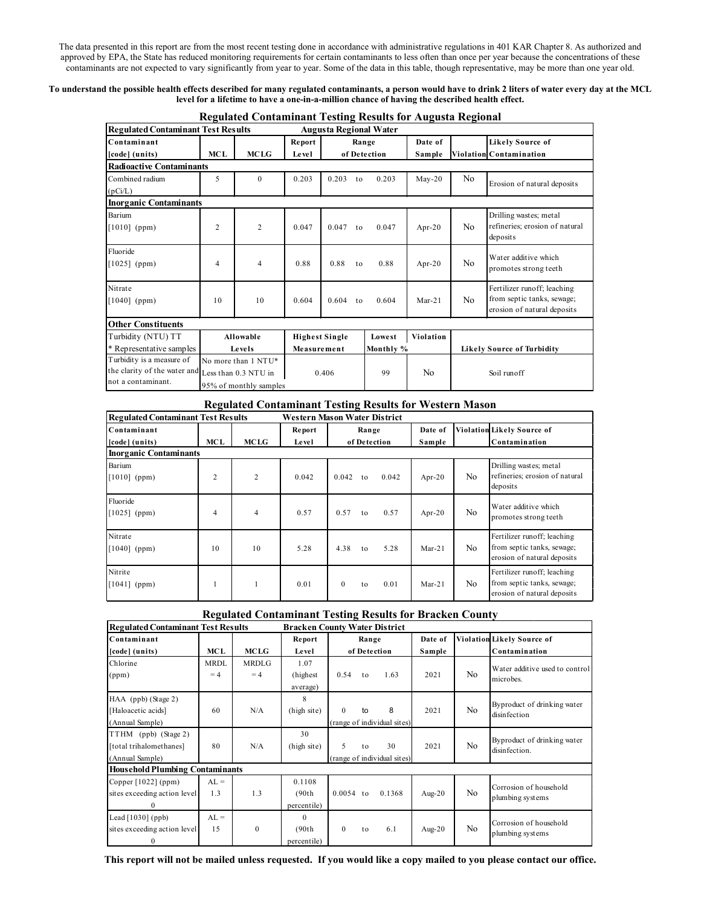The data presented in this report are from the most recent testing done in accordance with administrative regulations in 401 KAR Chapter 8. As authorized and approved by EPA, the State has reduced monitoring requirements for certain contaminants to less often than once per year because the concentrations of these contaminants are not expected to vary significantly from year to year. Some of the data in this table, though representative, may be more than one year old.

**To understand the possible health effects described for many regulated contaminants, a person would have to drink 2 liters of water every day at the MCL level for a lifetime to have a one-in-a-million chance of having the described health effect.**

## Regulated Contaminant Testing Results for Augusta Regional

| Regulated Contaminant Test Results | | | Augusta Regional Water | | | | |
|---|---|---|---|---|---|---|---|
| **Contaminant [code] (units)** | **MCL** | **MCLG** | **Report Level** | **Range of Detection** | **Date of Sample** | **Violation** | **Likely Source of Contamination** |
| **Radioactive Contaminants** | | | | | | | |
| Combined radium (pCi/L) | 5 | 0 | 0.203 | 0.203 to 0.203 | May-20 | No | Erosion of natural deposits |
| **Inorganic Contaminants** | | | | | | | |
| Barium [1010] (ppm) | 2 | 2 | 0.047 | 0.047 to 0.047 | Apr-20 | No | Drilling wastes; metal refineries; erosion of natural deposits |
| Fluoride [1025] (ppm) | 4 | 4 | 0.88 | 0.88 to 0.88 | Apr-20 | No | Water additive which promotes strong teeth |
| Nitrate [1040] (ppm) | 10 | 10 | 0.604 | 0.604 to 0.604 | Mar-21 | No | Fertilizer runoff; leaching from septic tanks, sewage; erosion of natural deposits |
| **Other Constituents** | | | | | | | |
| Turbidity (NTU) TT * Representative samples | **Allowable Levels** | | **Highest Single Measurement** | **Lowest Monthly %** | **Violation** | **Likely Source of Turbidity** | |
| Turbidity is a measure of the clarity of the water and not a contaminant. | No more than 1 NTU* Less than 0.3 NTU in 95% of monthly samples | | 0.406 | 99 | No | Soil runoff | |

## Regulated Contaminant Testing Results for Western Mason

| Regulated Contaminant Test Results | | | Western Mason Water District | | | | |
|---|---|---|---|---|---|---|---|
| **Contaminant [code] (units)** | **MCL** | **MCLG** | **Report Level** | **Range of Detection** | **Date of Sample** | **Violation** | **Likely Source of Contamination** |
| **Inorganic Contaminants** | | | | | | | |
| Barium [1010] (ppm) | 2 | 2 | 0.042 | 0.042 to 0.042 | Apr-20 | No | Drilling wastes; metal refineries; erosion of natural deposits |
| Fluoride [1025] (ppm) | 4 | 4 | 0.57 | 0.57 to 0.57 | Apr-20 | No | Water additive which promotes strong teeth |
| Nitrate [1040] (ppm) | 10 | 10 | 5.28 | 4.38 to 5.28 | Mar-21 | No | Fertilizer runoff; leaching from septic tanks, sewage; erosion of natural deposits |
| Nitrite [1041] (ppm) | 1 | 1 | 0.01 | 0 to 0.01 | Mar-21 | No | Fertilizer runoff; leaching from septic tanks, sewage; erosion of natural deposits |

## Regulated Contaminant Testing Results for Bracken County

| Regulated Contaminant Test Results | | | Bracken County Water District | | | | |
|---|---|---|---|---|---|---|---|
| **Contaminant [code] (units)** | **MCL** | **MCLG** | **Report Level** | **Range of Detection** | **Date of Sample** | **Violation** | **Likely Source of Contamination** |
| Chlorine (ppm) | MRDL = 4 | MRDLG = 4 | 1.07 (highest average) | 0.54 to 1.63 | 2021 | No | Water additive used to control microbes. |
| HAA (ppb) (Stage 2) [Haloacetic acids] (Annual Sample) | 60 | N/A | 8 (high site) | 0 to 8 (range of individual sites) | 2021 | No | Byproduct of drinking water disinfection |
| TTHM (ppb) (Stage 2) [total trihalomethanes] (Annual Sample) | 80 | N/A | 30 (high site) | 5 to 30 (range of individual sites) | 2021 | No | Byproduct of drinking water disinfection. |
| **Household Plumbing Contaminants** | | | | | | | |
| Copper [1022] (ppm) sites exceeding action level 0 | AL = 1.3 | 1.3 | 0.1108 (90th percentile) | 0.0054 to 0.1368 | Aug-20 | No | Corrosion of household plumbing systems |
| Lead [1030] (ppb) sites exceeding action level 0 | AL = 15 | 0 | 0 (90th percentile) | 0 to 6.1 | Aug-20 | No | Corrosion of household plumbing systems |

**This report will not be mailed unless requested. If you would like a copy mailed to you please contact our office.**